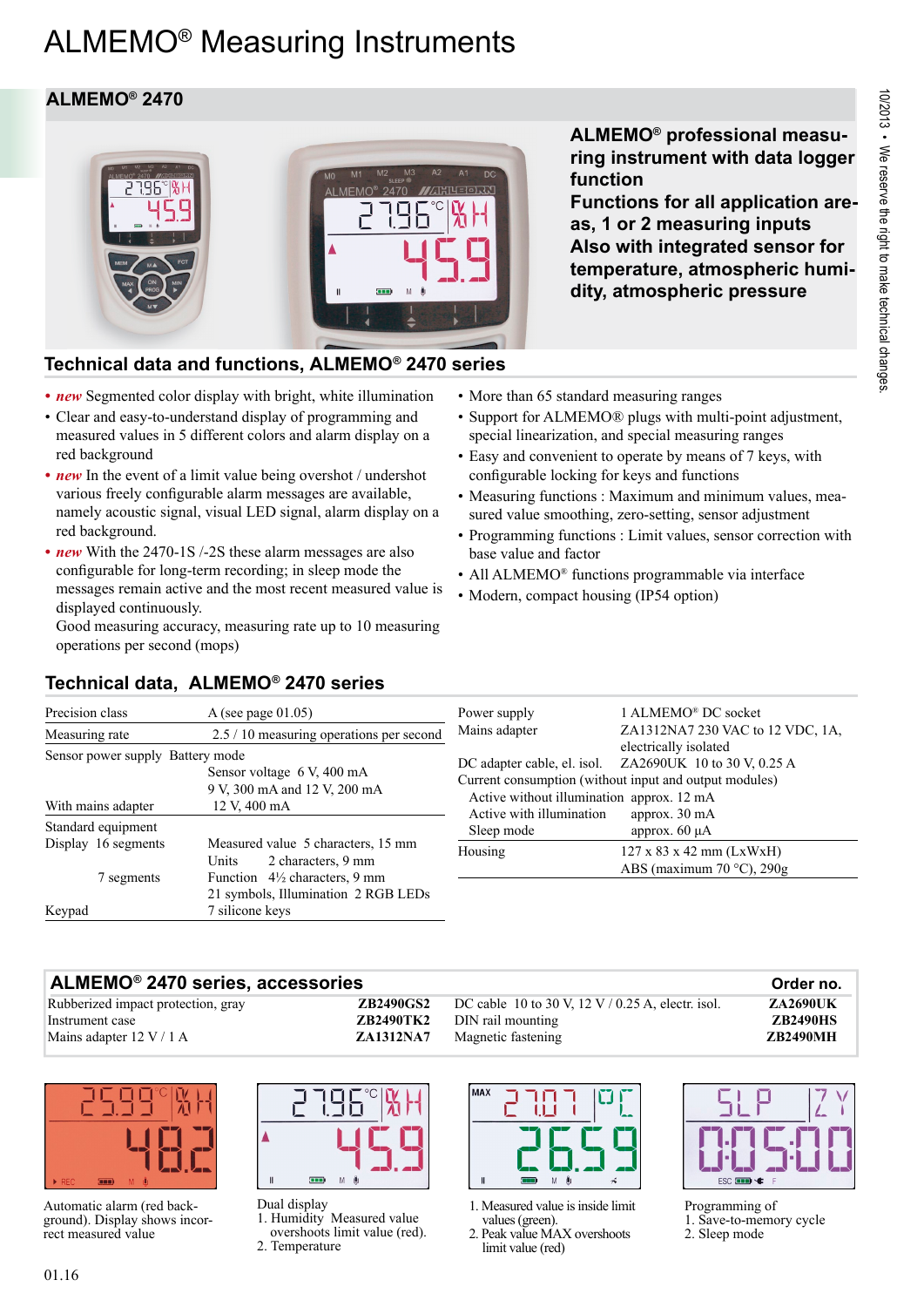# ALMEMO® Measuring Instruments

## ALMEMO® 2470

**ALMEMO® professional measuring instrument with data logger function**
**Functions for all application areas, 1 or 2 measuring inputs**
**Also with integrated sensor for temperature, atmospheric humidity, atmospheric pressure**

## Technical data and functions, ALMEMO® 2470 series

- ***new*** Segmented color display with bright, white illumination
- Clear and easy-to-understand display of programming and measured values in 5 different colors and alarm display on a red background
- ***new*** In the event of a limit value being overshot / undershot various freely configurable alarm messages are available, namely acoustic signal, visual LED signal, alarm display on a red background.
- ***new*** With the 2470-1S /-2S these alarm messages are also configurable for long-term recording; in sleep mode the messages remain active and the most recent measured value is displayed continuously.
  Good measuring accuracy, measuring rate up to 10 measuring operations per second (mops)
- More than 65 standard measuring ranges
- Support for ALMEMO® plugs with multi-point adjustment, special linearization, and special measuring ranges
- Easy and convenient to operate by means of 7 keys, with configurable locking for keys and functions
- Measuring functions : Maximum and minimum values, measured value smoothing, zero-setting, sensor adjustment
- Programming functions : Limit values, sensor correction with base value and factor
- All ALMEMO® functions programmable via interface
- Modern, compact housing (IP54 option)

## Technical data, ALMEMO® 2470 series

| | |
|---|---|
| Precision class | A (see page 01.05) |
| Measuring rate | 2.5 / 10 measuring operations per second |
| Sensor power supply Battery mode | |
| | Sensor voltage 6 V, 400 mA |
| | 9 V, 300 mA and 12 V, 200 mA |
| With mains adapter | 12 V, 400 mA |
| Standard equipment | |
| Display 16 segments | Measured value 5 characters, 15 mm |
| | Units 2 characters, 9 mm |
| 7 segments | Function 4½ characters, 9 mm |
| | 21 symbols, Illumination 2 RGB LEDs |
| Keypad | 7 silicone keys |

| | |
|---|---|
| Power supply | 1 ALMEMO® DC socket |
| Mains adapter | ZA1312NA7 230 VAC to 12 VDC, 1A, electrically isolated |
| DC adapter cable, el. isol. | ZA2690UK 10 to 30 V, 0.25 A |
| Current consumption (without input and output modules) | |
| Active without illumination | approx. 12 mA |
| Active with illumination | approx. 30 mA |
| Sleep mode | approx. 60 µA |
| Housing | 127 x 83 x 42 mm (LxWxH) |
| | ABS (maximum 70 °C), 290g |

## ALMEMO® 2470 series, accessories

| Accessory | Order no. | Accessory | Order no. |
|---|---|---|---|
| Rubberized impact protection, gray | **ZB2490GS2** | DC cable 10 to 30 V, 12 V / 0.25 A, electr. isol. | **ZA2690UK** |
| Instrument case | **ZB2490TK2** | DIN rail mounting | **ZB2490HS** |
| Mains adapter 12 V / 1 A | **ZA1312NA7** | Magnetic fastening | **ZB2490MH** |

Automatic alarm (red background). Display shows incorrect measured value

Dual display
1. Humidity Measured value overshoots limit value (red).
2. Temperature

1. Measured value is inside limit values (green).
2. Peak value MAX overshoots limit value (red)

Programming of
1. Save-to-memory cycle
2. Sleep mode

10/2013 • We reserve the right to make technical changes.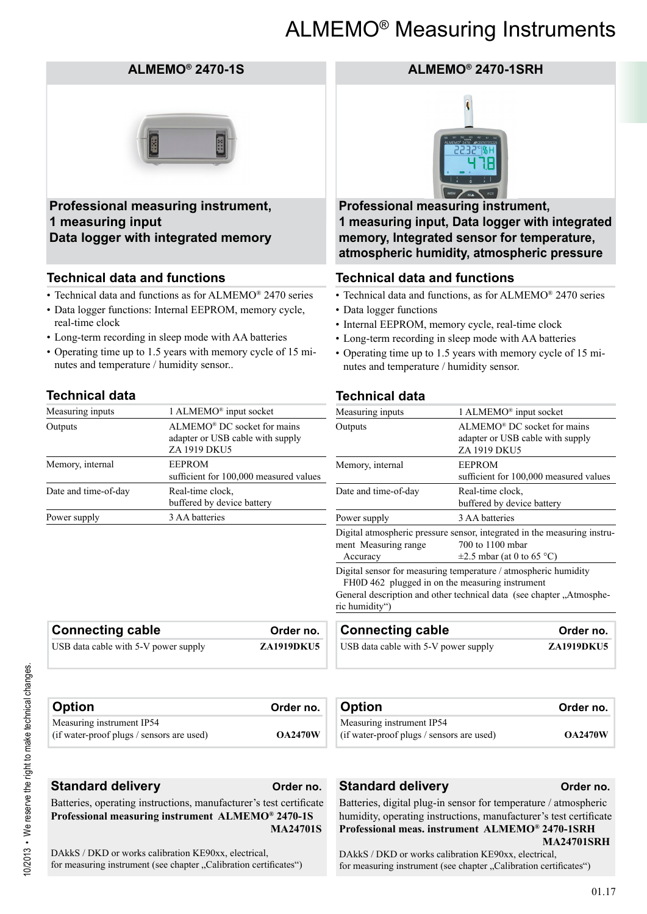# ALMEMO® Measuring Instruments

## ALMEMO® 2470-1S

**Professional measuring instrument, 1 measuring input Data logger with integrated memory**

### Technical data and functions

- Technical data and functions as for ALMEMO® 2470 series
- Data logger functions: Internal EEPROM, memory cycle, real-time clock
- Long-term recording in sleep mode with AA batteries
- Operating time up to 1.5 years with memory cycle of 15 minutes and temperature / humidity sensor..

### Technical data

| | |
|---|---|
| Measuring inputs | 1 ALMEMO® input socket |
| Outputs | ALMEMO® DC socket for mains adapter or USB cable with supply ZA 1919 DKU5 |
| Memory, internal | EEPROM sufficient for 100,000 measured values |
| Date and time-of-day | Real-time clock, buffered by device battery |
| Power supply | 3 AA batteries |

| Connecting cable | Order no. |
|---|---|
| USB data cable with 5-V power supply | **ZA1919DKU5** |

| Option | Order no. |
|---|---|
| Measuring instrument IP54 (if water-proof plugs / sensors are used) | **OA2470W** |

| Standard delivery | Order no. |
|---|---|
| Batteries, operating instructions, manufacturer's test certificate **Professional measuring instrument ALMEMO® 2470-1S** | **MA24701S** |

DAkkS / DKD or works calibration KE90xx, electrical, for measuring instrument (see chapter „Calibration certificates")

## ALMEMO® 2470-1SRH

**Professional measuring instrument, 1 measuring input, Data logger with integrated memory, Integrated sensor for temperature, atmospheric humidity, atmospheric pressure**

### Technical data and functions

- Technical data and functions, as for ALMEMO® 2470 series
- Data logger functions
- Internal EEPROM, memory cycle, real-time clock
- Long-term recording in sleep mode with AA batteries
- Operating time up to 1.5 years with memory cycle of 15 minutes and temperature / humidity sensor.

### Technical data

| | |
|---|---|
| Measuring inputs | 1 ALMEMO® input socket |
| Outputs | ALMEMO® DC socket for mains adapter or USB cable with supply ZA 1919 DKU5 |
| Memory, internal | EEPROM sufficient for 100,000 measured values |
| Date and time-of-day | Real-time clock, buffered by device battery |
| Power supply | 3 AA batteries |

Digital atmospheric pressure sensor, integrated in the measuring instrument

| | |
|---|---|
| Measuring range | 700 to 1100 mbar |
| Accuracy | ±2.5 mbar (at 0 to 65 °C) |

Digital sensor for measuring temperature / atmospheric humidity FH0D 462 plugged in on the measuring instrument

General description and other technical data (see chapter „Atmospheric humidity")

| Connecting cable | Order no. |
|---|---|
| USB data cable with 5-V power supply | **ZA1919DKU5** |

| Option | Order no. |
|---|---|
| Measuring instrument IP54 (if water-proof plugs / sensors are used) | **OA2470W** |

| Standard delivery | Order no. |
|---|---|
| Batteries, digital plug-in sensor for temperature / atmospheric humidity, operating instructions, manufacturer's test certificate **Professional meas. instrument ALMEMO® 2470-1SRH** | **MA24701SRH** |

DAkkS / DKD or works calibration KE90xx, electrical, for measuring instrument (see chapter „Calibration certificates")

10/2013 • We reserve the right to make technical changes.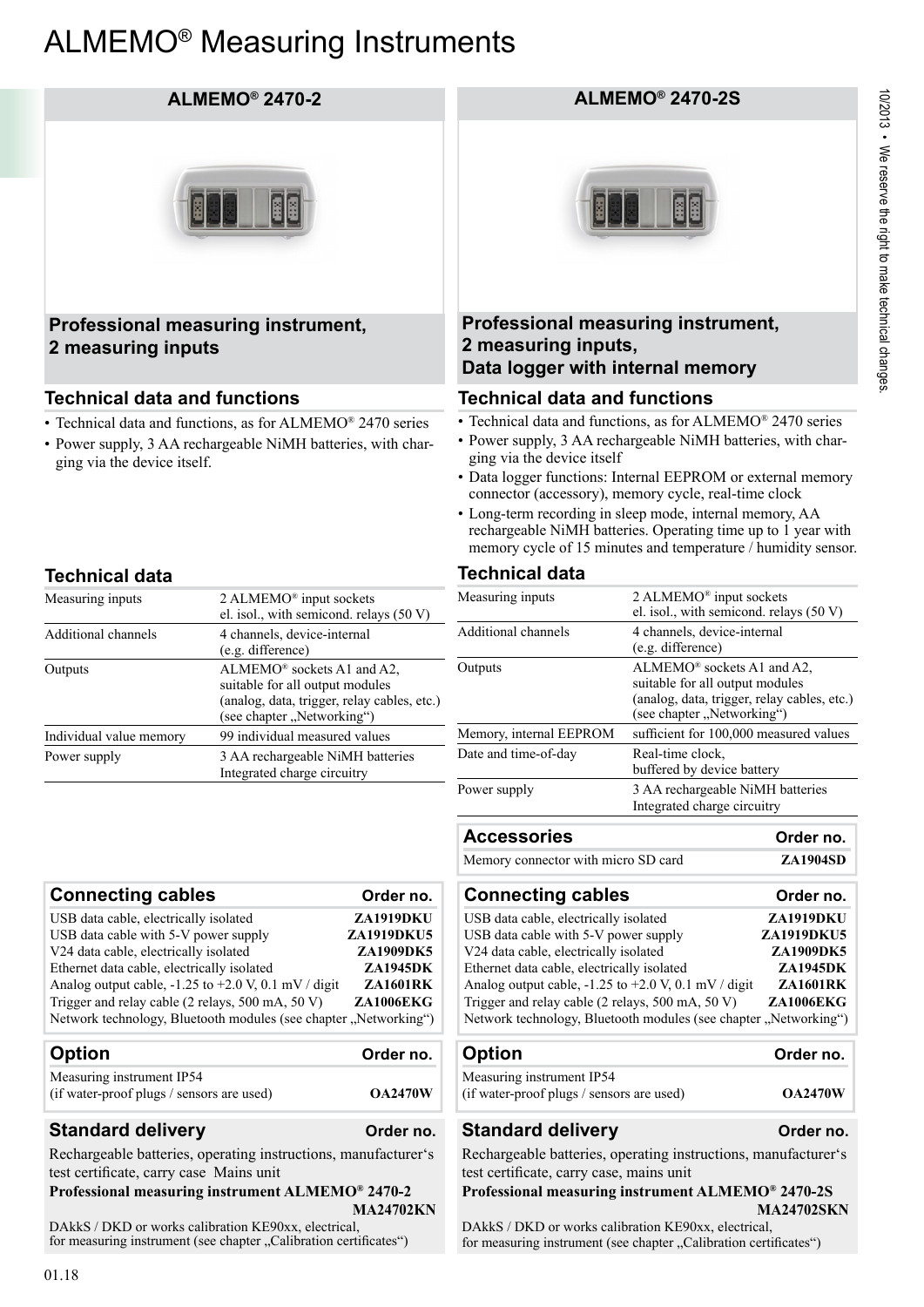# ALMEMO® Measuring Instruments

## ALMEMO® 2470-2

### Professional measuring instrument, 2 measuring inputs

### Technical data and functions

- Technical data and functions, as for ALMEMO® 2470 series
- Power supply, 3 AA rechargeable NiMH batteries, with charging via the device itself.

### Technical data

| | |
|---|---|
| Measuring inputs | 2 ALMEMO® input sockets<br>el. isol., with semicond. relays (50 V) |
| Additional channels | 4 channels, device-internal<br>(e.g. difference) |
| Outputs | ALMEMO® sockets A1 and A2,<br>suitable for all output modules<br>(analog, data, trigger, relay cables, etc.)<br>(see chapter „Networking“) |
| Individual value memory | 99 individual measured values |
| Power supply | 3 AA rechargeable NiMH batteries<br>Integrated charge circuitry |

### Connecting cables

| Connecting cables | Order no. |
|---|---|
| USB data cable, electrically isolated | **ZA1919DKU** |
| USB data cable with 5-V power supply | **ZA1919DKU5** |
| V24 data cable, electrically isolated | **ZA1909DK5** |
| Ethernet data cable, electrically isolated | **ZA1945DK** |
| Analog output cable, -1.25 to +2.0 V, 0.1 mV / digit | **ZA1601RK** |
| Trigger and relay cable (2 relays, 500 mA, 50 V) | **ZA1006EKG** |
| Network technology, Bluetooth modules (see chapter „Networking“) | |

### Option

| Option | Order no. |
|---|---|
| Measuring instrument IP54<br>(if water-proof plugs / sensors are used) | **OA2470W** |

### Standard delivery

| Standard delivery | Order no. |
|---|---|
| Rechargeable batteries, operating instructions, manufacturer‘s test certificate, carry case Mains unit<br>**Professional measuring instrument ALMEMO® 2470-2** | **MA24702KN** |

DAkkS / DKD or works calibration KE90xx, electrical, for measuring instrument (see chapter „Calibration certificates“)

## ALMEMO® 2470-2S

### Professional measuring instrument, 2 measuring inputs, Data logger with internal memory

### Technical data and functions

- Technical data and functions, as for ALMEMO® 2470 series
- Power supply, 3 AA rechargeable NiMH batteries, with charging via the device itself
- Data logger functions: Internal EEPROM or external memory connector (accessory), memory cycle, real-time clock
- Long-term recording in sleep mode, internal memory, AA rechargeable NiMH batteries. Operating time up to 1 year with memory cycle of 15 minutes and temperature / humidity sensor.

### Technical data

| | |
|---|---|
| Measuring inputs | 2 ALMEMO® input sockets<br>el. isol., with semicond. relays (50 V) |
| Additional channels | 4 channels, device-internal<br>(e.g. difference) |
| Outputs | ALMEMO® sockets A1 and A2,<br>suitable for all output modules<br>(analog, data, trigger, relay cables, etc.)<br>(see chapter „Networking“) |
| Memory, internal EEPROM | sufficient for 100,000 measured values |
| Date and time-of-day | Real-time clock,<br>buffered by device battery |
| Power supply | 3 AA rechargeable NiMH batteries<br>Integrated charge circuitry |

### Accessories

| Accessories | Order no. |
|---|---|
| Memory connector with micro SD card | **ZA1904SD** |

### Connecting cables

| Connecting cables | Order no. |
|---|---|
| USB data cable, electrically isolated | **ZA1919DKU** |
| USB data cable with 5-V power supply | **ZA1919DKU5** |
| V24 data cable, electrically isolated | **ZA1909DK5** |
| Ethernet data cable, electrically isolated | **ZA1945DK** |
| Analog output cable, -1.25 to +2.0 V, 0.1 mV / digit | **ZA1601RK** |
| Trigger and relay cable (2 relays, 500 mA, 50 V) | **ZA1006EKG** |
| Network technology, Bluetooth modules (see chapter „Networking“) | |

### Option

| Option | Order no. |
|---|---|
| Measuring instrument IP54<br>(if water-proof plugs / sensors are used) | **OA2470W** |

### Standard delivery

| Standard delivery | Order no. |
|---|---|
| Rechargeable batteries, operating instructions, manufacturer‘s test certificate, carry case, mains unit<br>**Professional measuring instrument ALMEMO® 2470-2S** | **MA24702SKN** |

DAkkS / DKD or works calibration KE90xx, electrical, for measuring instrument (see chapter „Calibration certificates“)

10/2013 • We reserve the right to make technical changes.